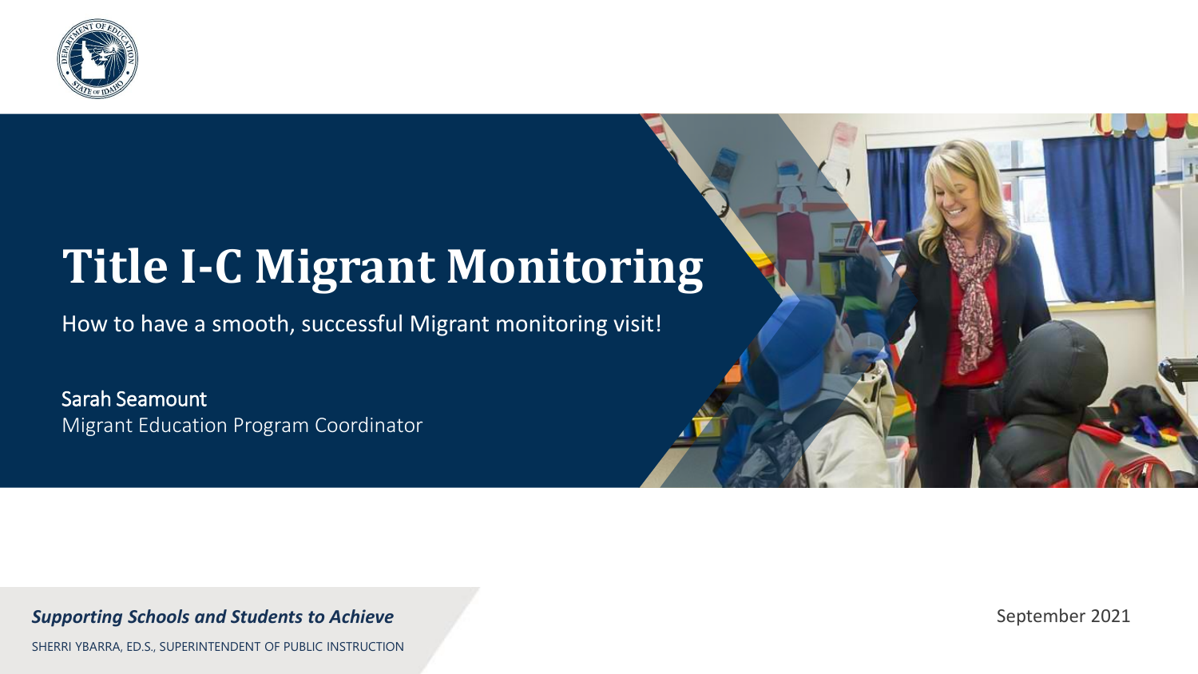# Title I-C Migrant Monitoring

How to have a smooth, successful Migrant monitoring visit!

Sarah Seamount
Migrant Education Program Coordinator

***Supporting Schools and Students to Achieve***

SHERRI YBARRA, ED.S., SUPERINTENDENT OF PUBLIC INSTRUCTION

September 2021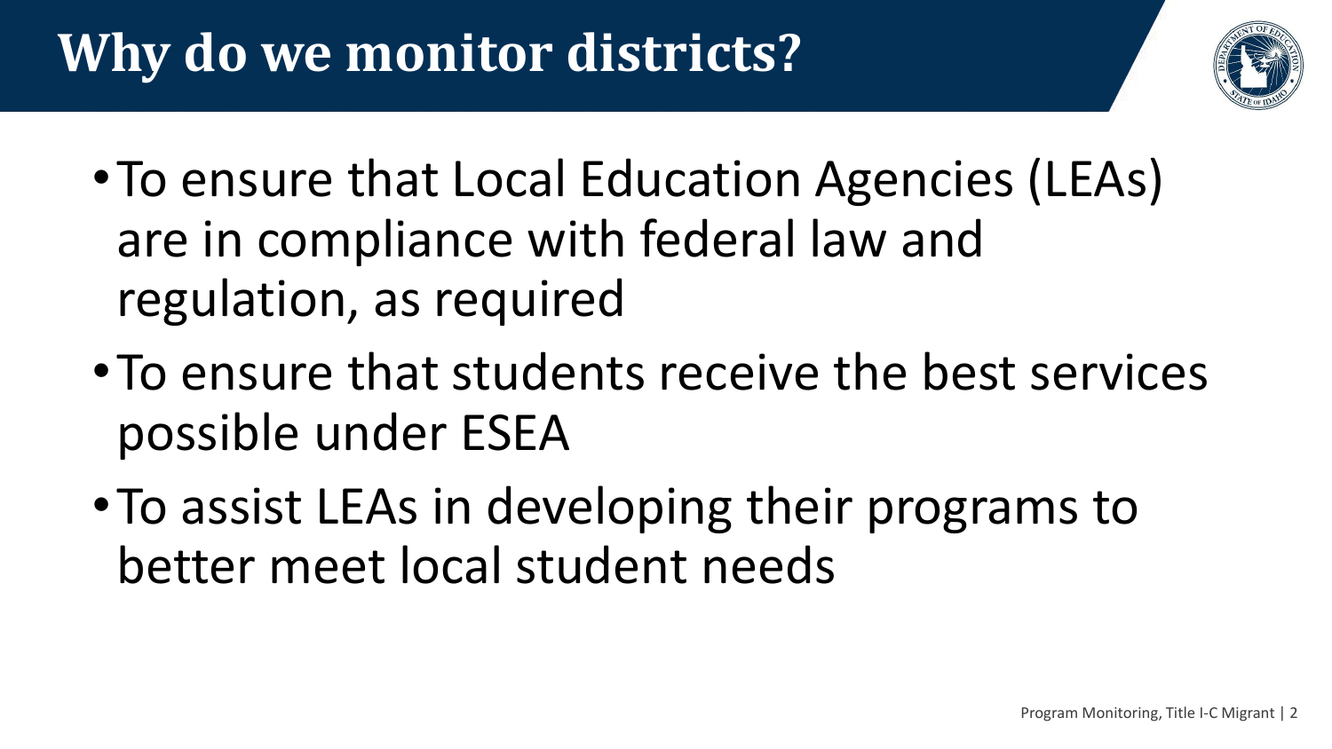# Why do we monitor districts?

- To ensure that Local Education Agencies (LEAs) are in compliance with federal law and regulation, as required
- To ensure that students receive the best services possible under ESEA
- To assist LEAs in developing their programs to better meet local student needs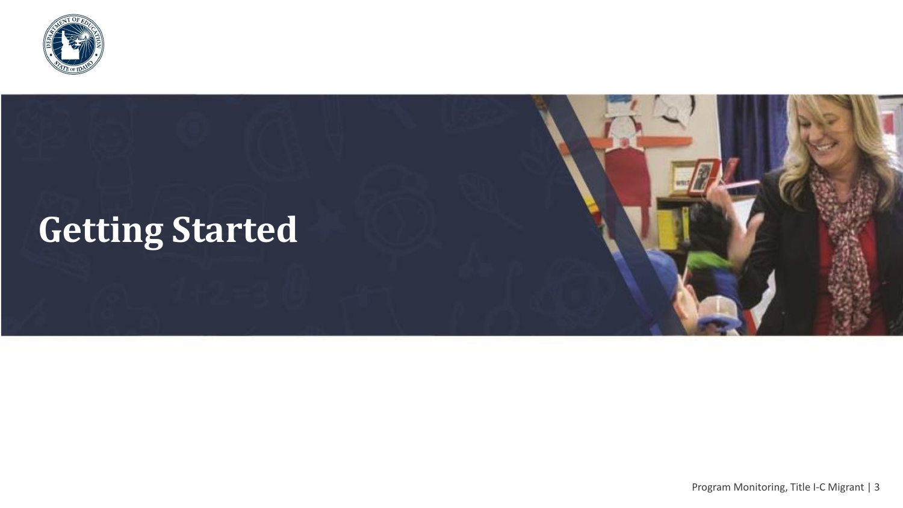# Getting Started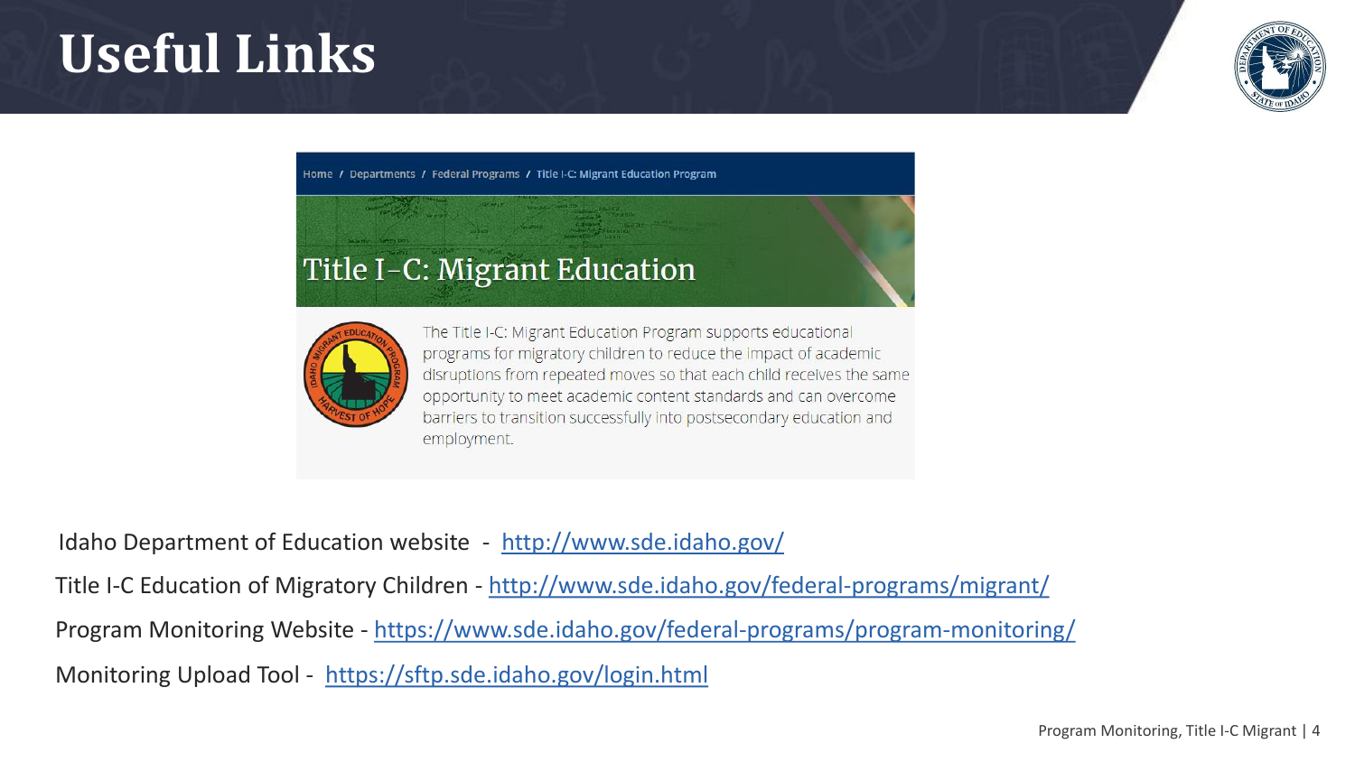# Useful Links

Home / Departments / Federal Programs / Title I-C: Migrant Education Program

## Title I-C: Migrant Education

The Title I-C: Migrant Education Program supports educational programs for migratory children to reduce the impact of academic disruptions from repeated moves so that each child receives the same opportunity to meet academic content standards and can overcome barriers to transition successfully into postsecondary education and employment.

Idaho Department of Education website - http://www.sde.idaho.gov/

Title I-C Education of Migratory Children - http://www.sde.idaho.gov/federal-programs/migrant/

Program Monitoring Website - https://www.sde.idaho.gov/federal-programs/program-monitoring/

Monitoring Upload Tool - https://sftp.sde.idaho.gov/login.html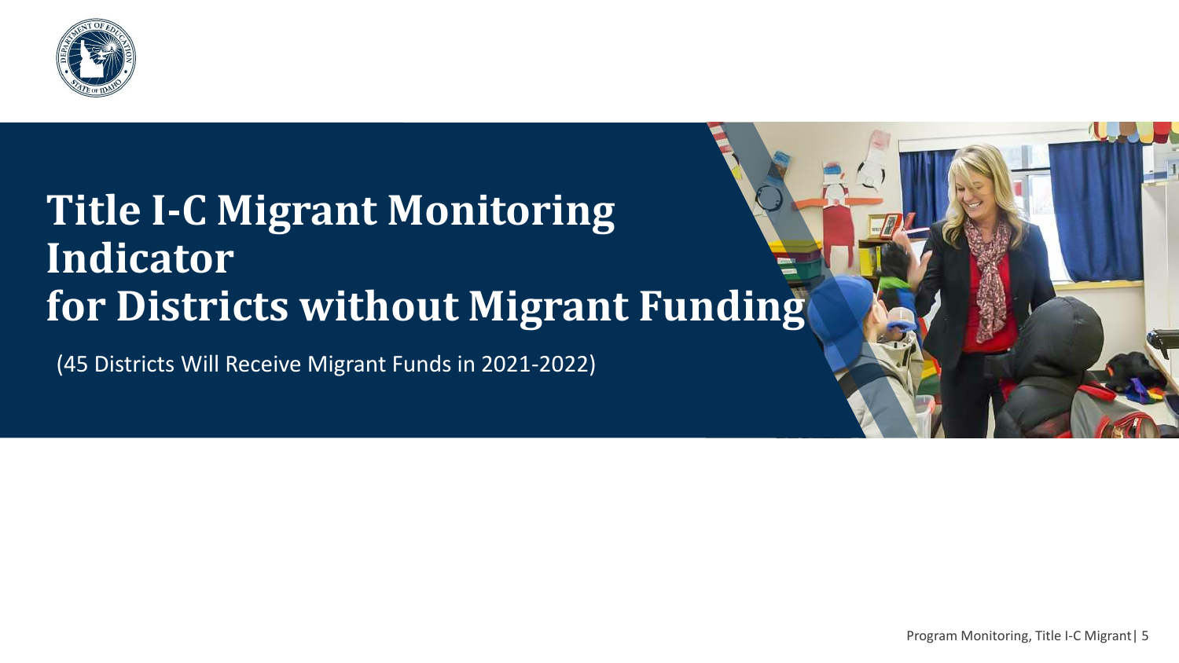# Title I-C Migrant Monitoring Indicator for Districts without Migrant Funding

(45 Districts Will Receive Migrant Funds in 2021-2022)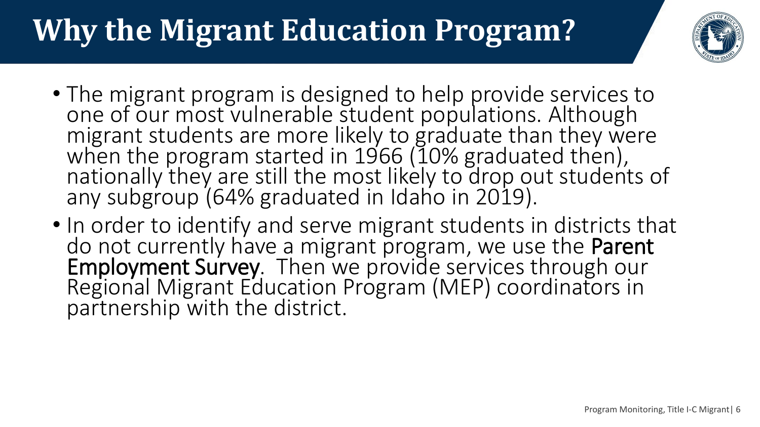# Why the Migrant Education Program?

- The migrant program is designed to help provide services to one of our most vulnerable student populations. Although migrant students are more likely to graduate than they were when the program started in 1966 (10% graduated then), nationally they are still the most likely to drop out students of any subgroup (64% graduated in Idaho in 2019).
- In order to identify and serve migrant students in districts that do not currently have a migrant program, we use the **Parent Employment Survey**. Then we provide services through our Regional Migrant Education Program (MEP) coordinators in partnership with the district.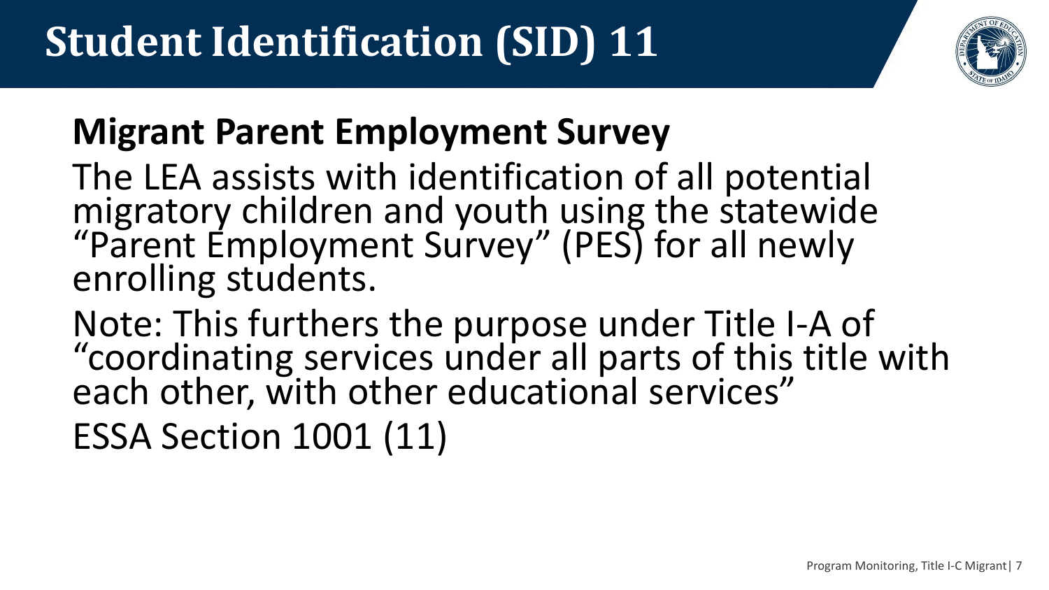# Student Identification (SID) 11

## Migrant Parent Employment Survey

The LEA assists with identification of all potential migratory children and youth using the statewide "Parent Employment Survey" (PES) for all newly enrolling students.

Note: This furthers the purpose under Title I-A of "coordinating services under all parts of this title with each other, with other educational services"

ESSA Section 1001 (11)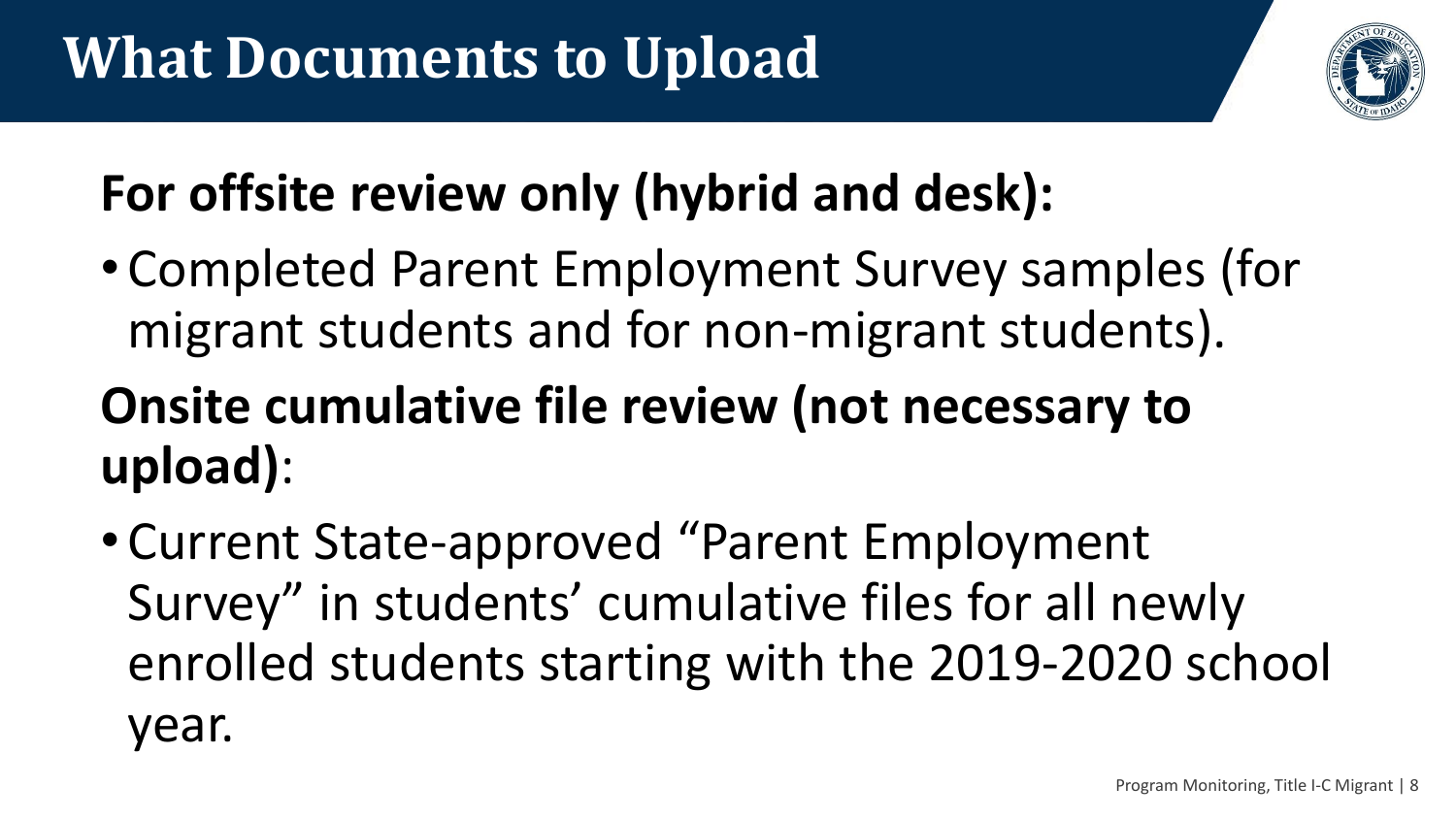# What Documents to Upload

**For offsite review only (hybrid and desk):**

- Completed Parent Employment Survey samples (for migrant students and for non-migrant students).

**Onsite cumulative file review (not necessary to upload)**:

- Current State-approved "Parent Employment Survey" in students' cumulative files for all newly enrolled students starting with the 2019-2020 school year.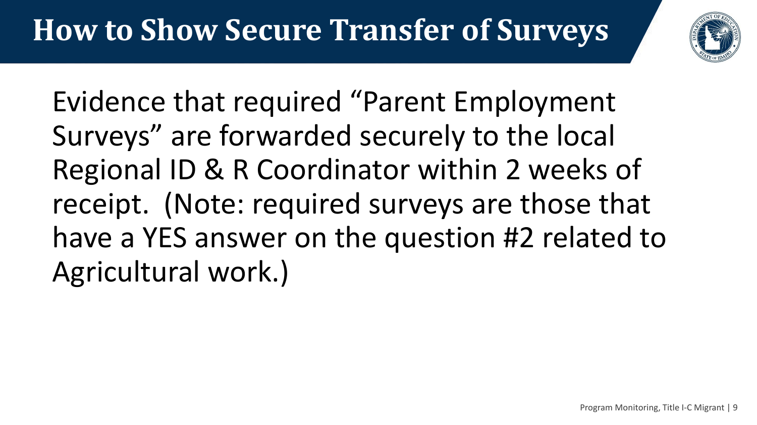# How to Show Secure Transfer of Surveys

Evidence that required "Parent Employment Surveys" are forwarded securely to the local Regional ID & R Coordinator within 2 weeks of receipt. (Note: required surveys are those that have a YES answer on the question #2 related to Agricultural work.)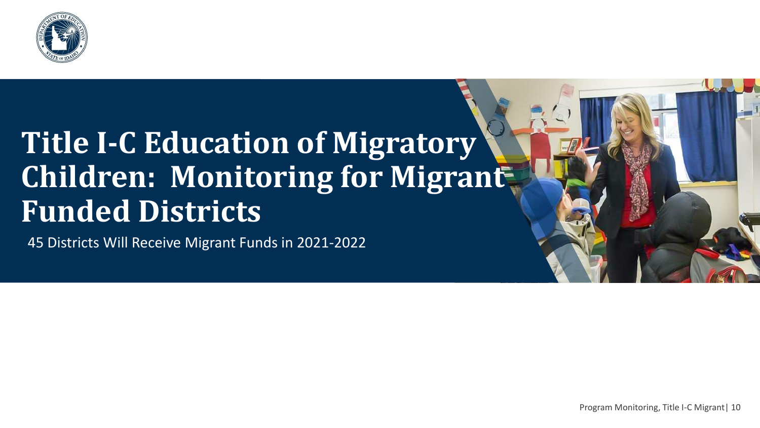# Title I-C Education of Migratory Children: Monitoring for Migrant Funded Districts

45 Districts Will Receive Migrant Funds in 2021-2022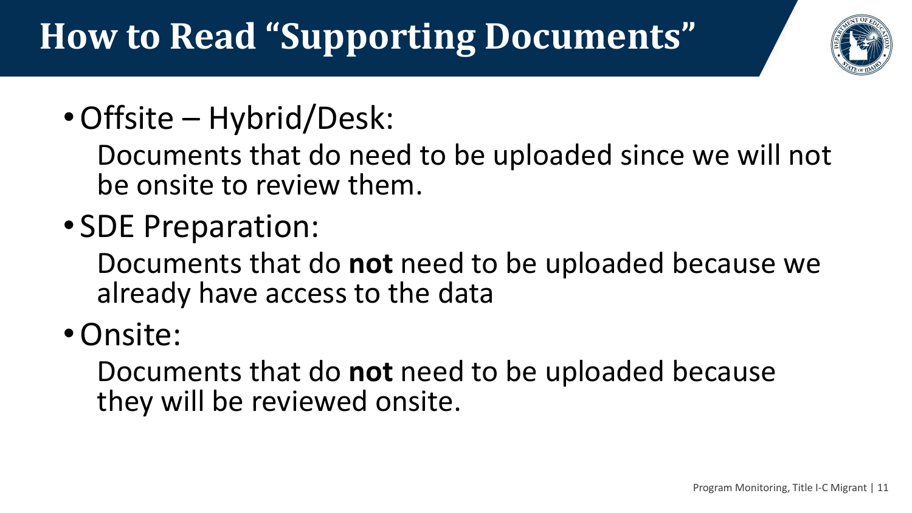# How to Read "Supporting Documents"

- Offsite – Hybrid/Desk:

  Documents that do need to be uploaded since we will not be onsite to review them.

- SDE Preparation:

  Documents that do **not** need to be uploaded because we already have access to the data

- Onsite:

  Documents that do **not** need to be uploaded because they will be reviewed onsite.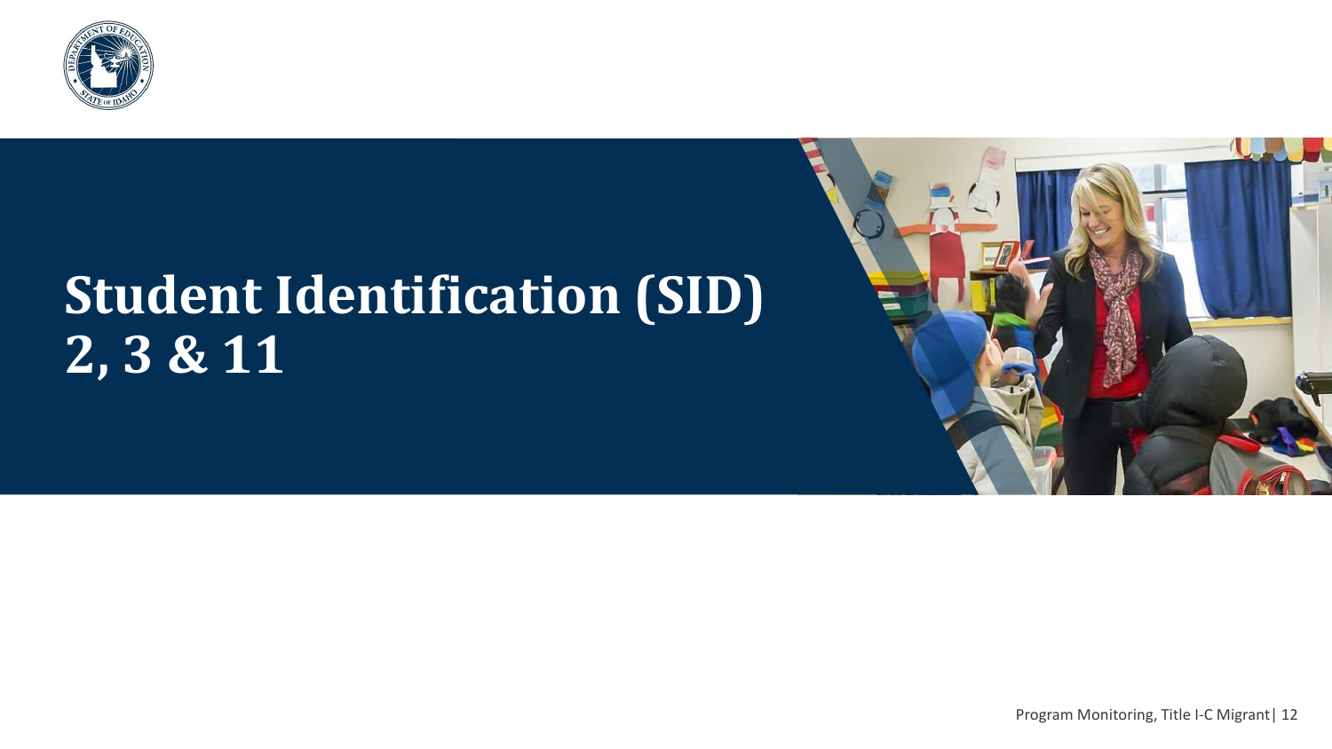# Student Identification (SID) 2, 3 & 11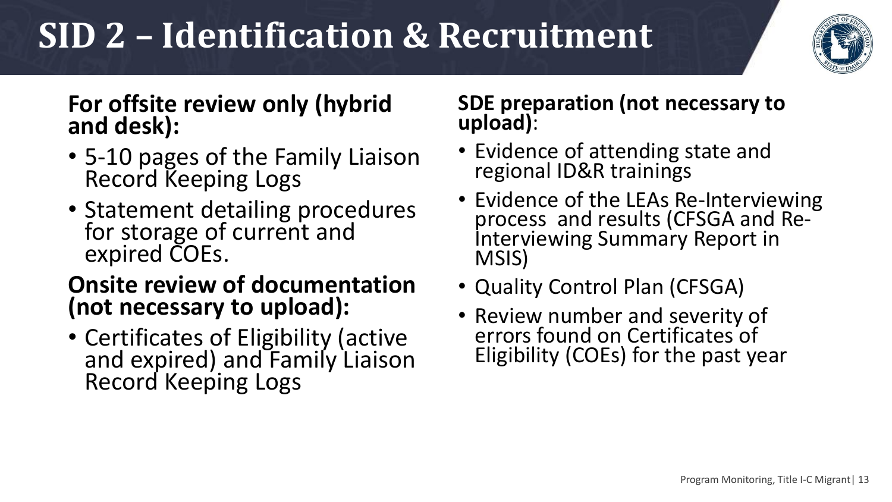# SID 2 – Identification & Recruitment

**For offsite review only (hybrid and desk):**

- 5-10 pages of the Family Liaison Record Keeping Logs
- Statement detailing procedures for storage of current and expired COEs.

**Onsite review of documentation (not necessary to upload):**

- Certificates of Eligibility (active and expired) and Family Liaison Record Keeping Logs

**SDE preparation (not necessary to upload)**:

- Evidence of attending state and regional ID&R trainings
- Evidence of the LEAs Re-Interviewing process and results (CFSGA and Re-Interviewing Summary Report in MSIS)
- Quality Control Plan (CFSGA)
- Review number and severity of errors found on Certificates of Eligibility (COEs) for the past year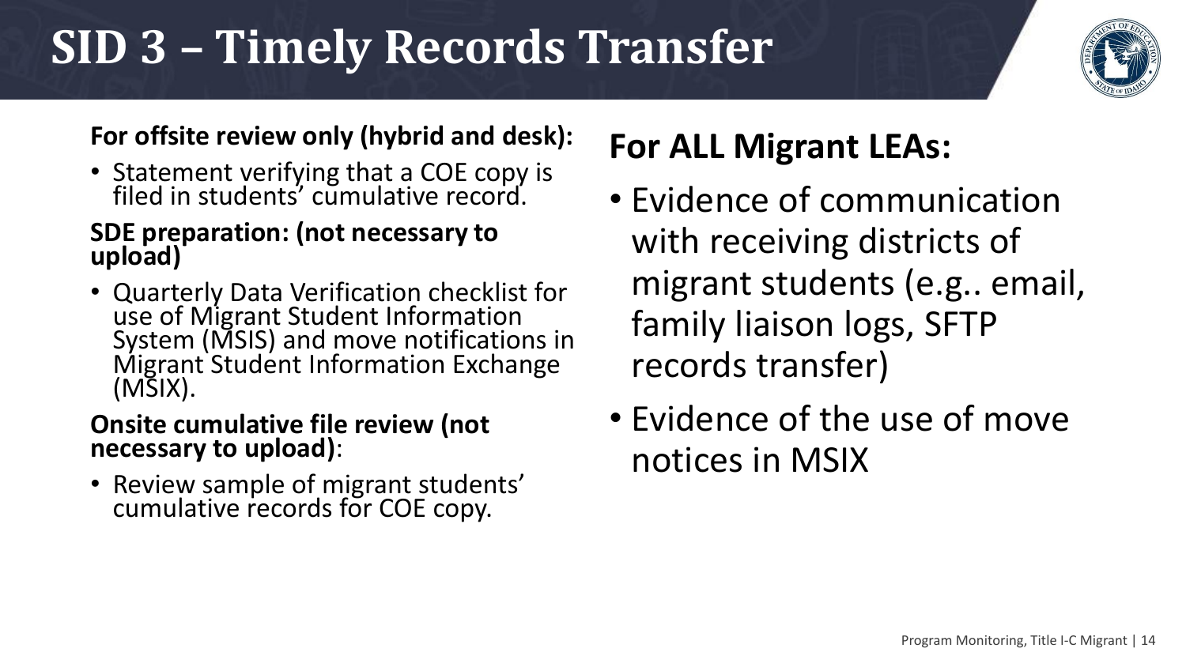# SID 3 – Timely Records Transfer

**For offsite review only (hybrid and desk):**

- Statement verifying that a COE copy is filed in students' cumulative record.

**SDE preparation: (not necessary to upload)**

- Quarterly Data Verification checklist for use of Migrant Student Information System (MSIS) and move notifications in Migrant Student Information Exchange (MSIX).

**Onsite cumulative file review (not necessary to upload)**:

- Review sample of migrant students' cumulative records for COE copy.

## For ALL Migrant LEAs:

- Evidence of communication with receiving districts of migrant students (e.g.. email, family liaison logs, SFTP records transfer)
- Evidence of the use of move notices in MSIX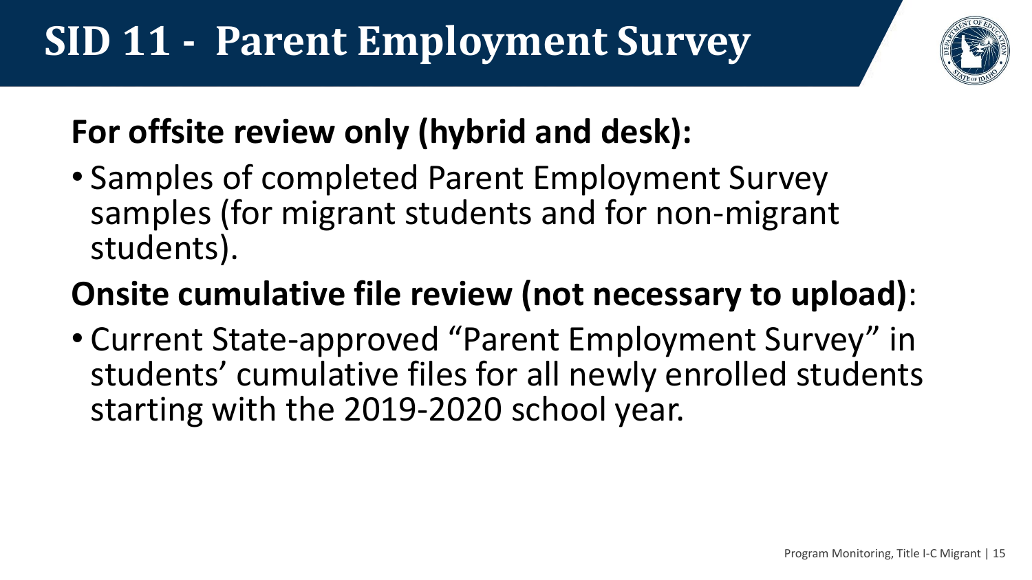# SID 11 - Parent Employment Survey

**For offsite review only (hybrid and desk):**

- Samples of completed Parent Employment Survey samples (for migrant students and for non-migrant students).

**Onsite cumulative file review (not necessary to upload)**:

- Current State-approved "Parent Employment Survey" in students' cumulative files for all newly enrolled students starting with the 2019-2020 school year.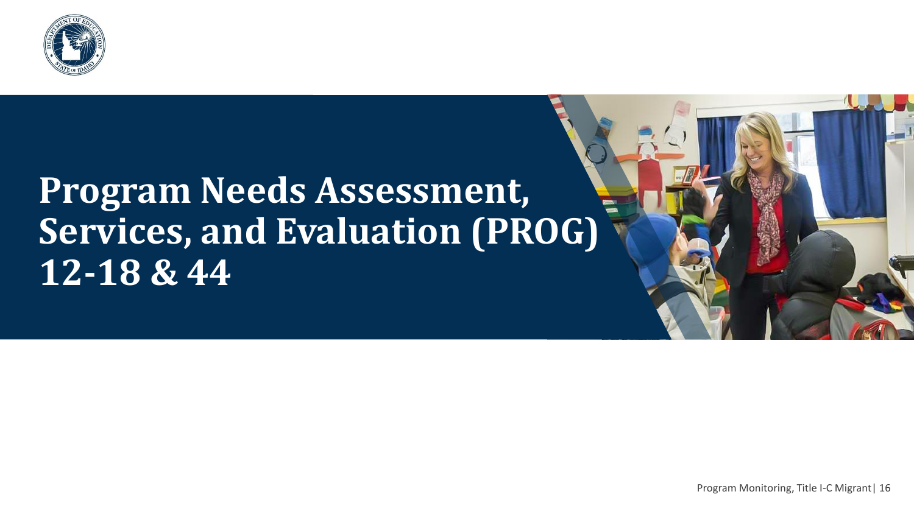# Program Needs Assessment, Services, and Evaluation (PROG) 12-18 & 44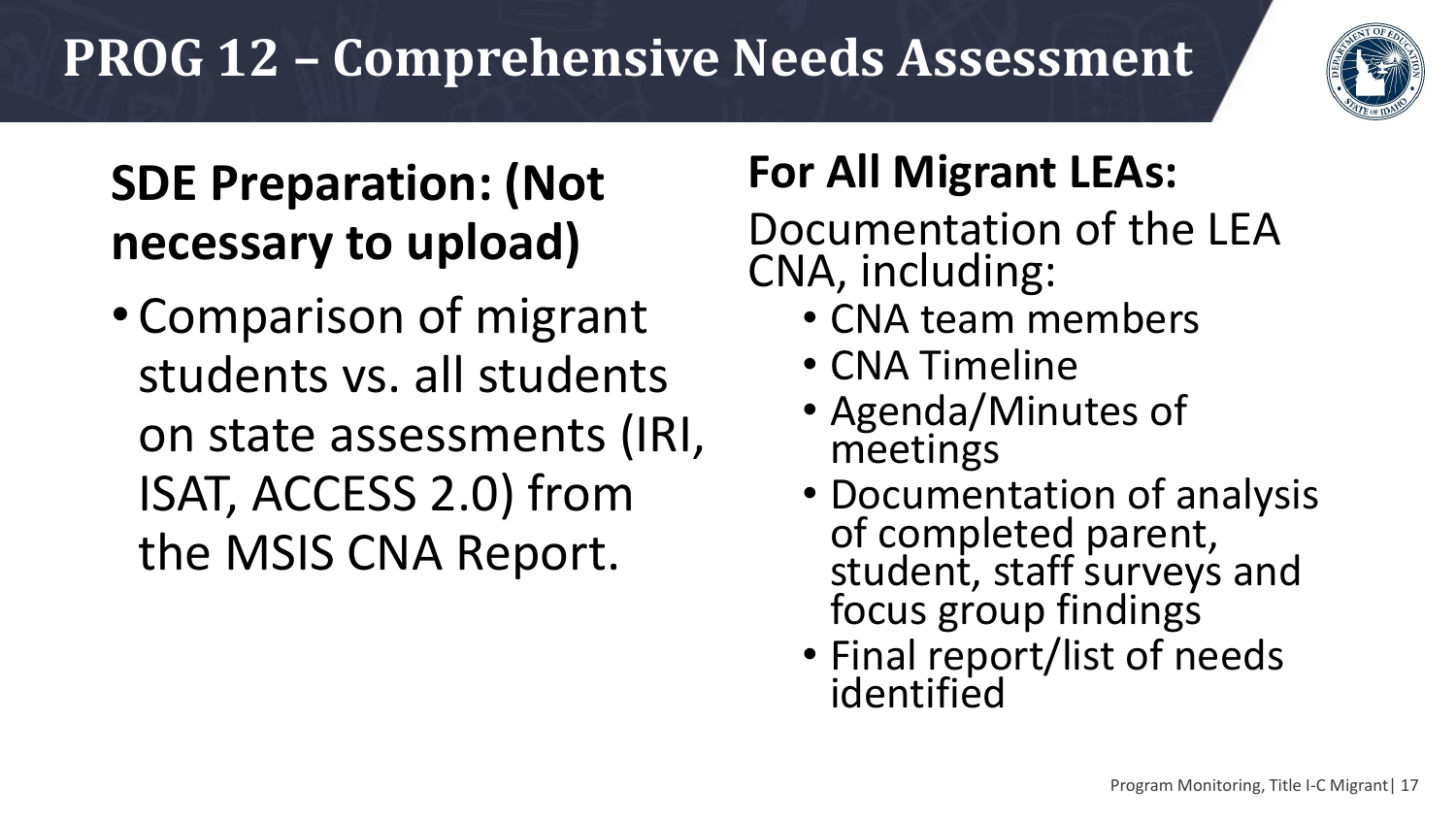# PROG 12 – Comprehensive Needs Assessment

## SDE Preparation: (Not necessary to upload)

- Comparison of migrant students vs. all students on state assessments (IRI, ISAT, ACCESS 2.0) from the MSIS CNA Report.

## For All Migrant LEAs:

Documentation of the LEA CNA, including:

- CNA team members
- CNA Timeline
- Agenda/Minutes of meetings
- Documentation of analysis of completed parent, student, staff surveys and focus group findings
- Final report/list of needs identified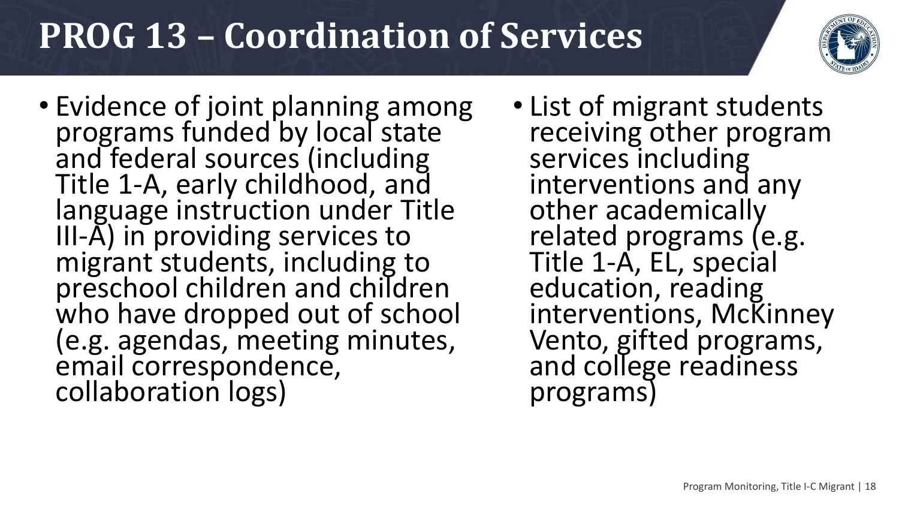# PROG 13 – Coordination of Services

- Evidence of joint planning among programs funded by local state and federal sources (including Title 1-A, early childhood, and language instruction under Title III-A) in providing services to migrant students, including to preschool children and children who have dropped out of school (e.g. agendas, meeting minutes, email correspondence, collaboration logs)
- List of migrant students receiving other program services including interventions and any other academically related programs (e.g. Title 1-A, EL, special education, reading interventions, McKinney Vento, gifted programs, and college readiness programs)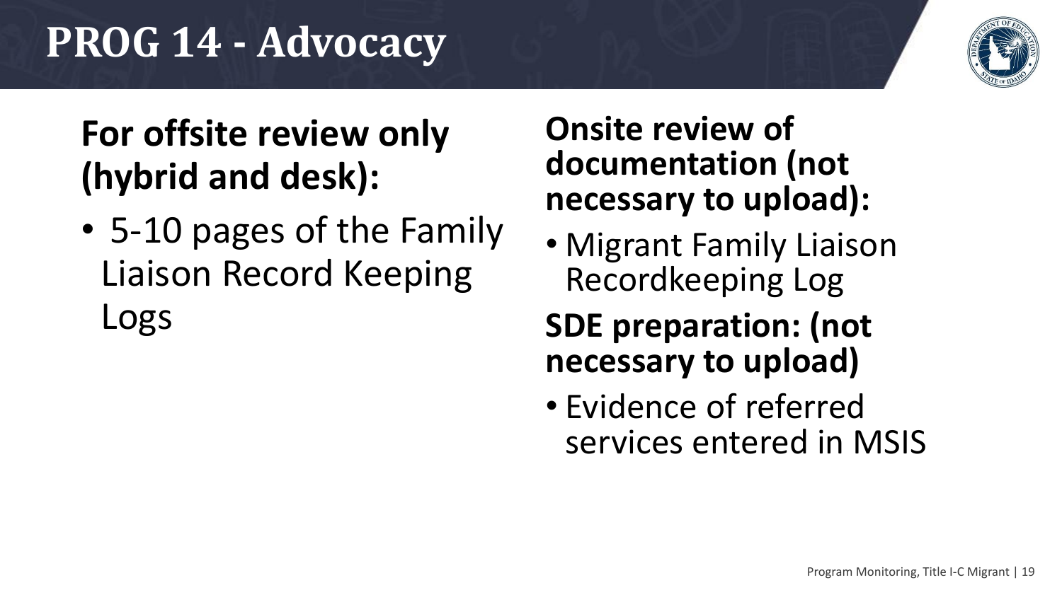# PROG 14 - Advocacy

**For offsite review only (hybrid and desk):**

- 5-10 pages of the Family Liaison Record Keeping Logs

**Onsite review of documentation (not necessary to upload):**

- Migrant Family Liaison Recordkeeping Log

**SDE preparation: (not necessary to upload)**

- Evidence of referred services entered in MSIS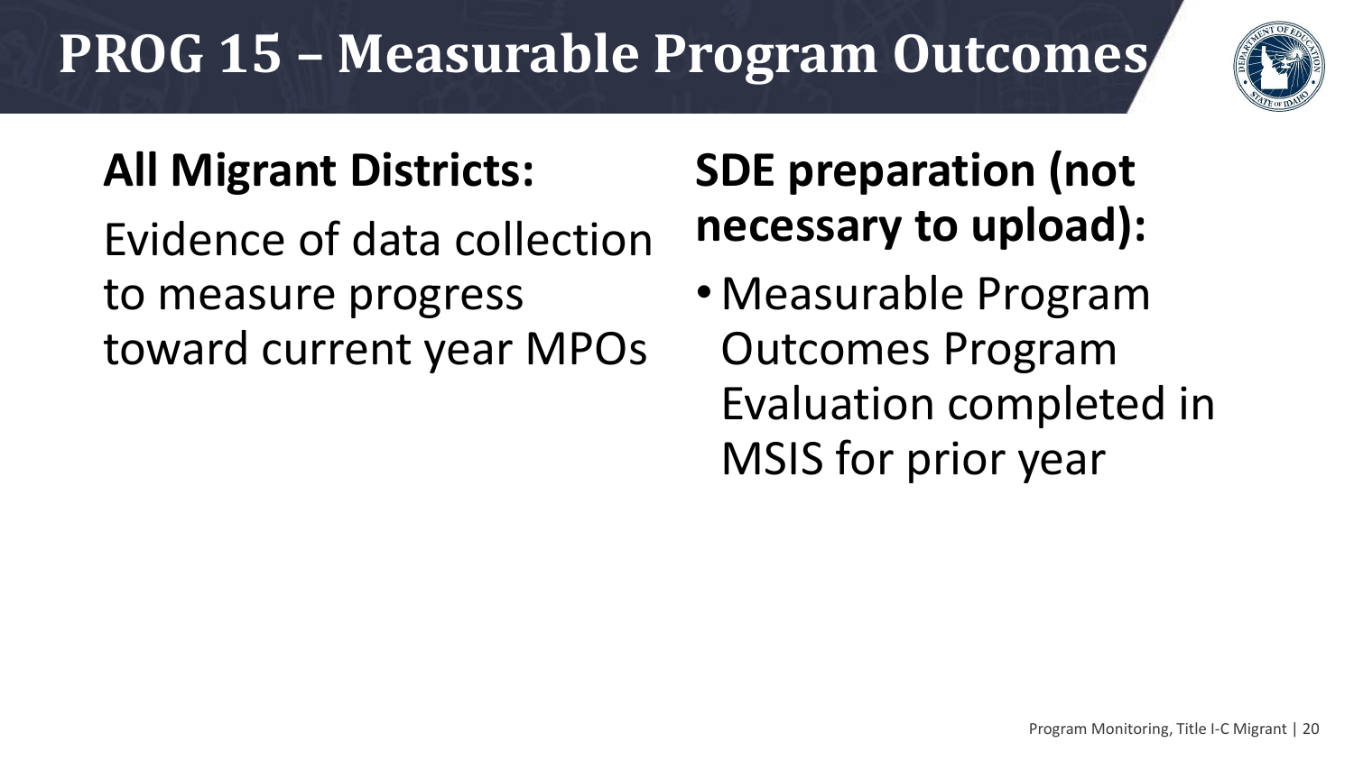# PROG 15 – Measurable Program Outcomes

**All Migrant Districts:**

Evidence of data collection to measure progress toward current year MPOs

**SDE preparation (not necessary to upload):**

- Measurable Program Outcomes Program Evaluation completed in MSIS for prior year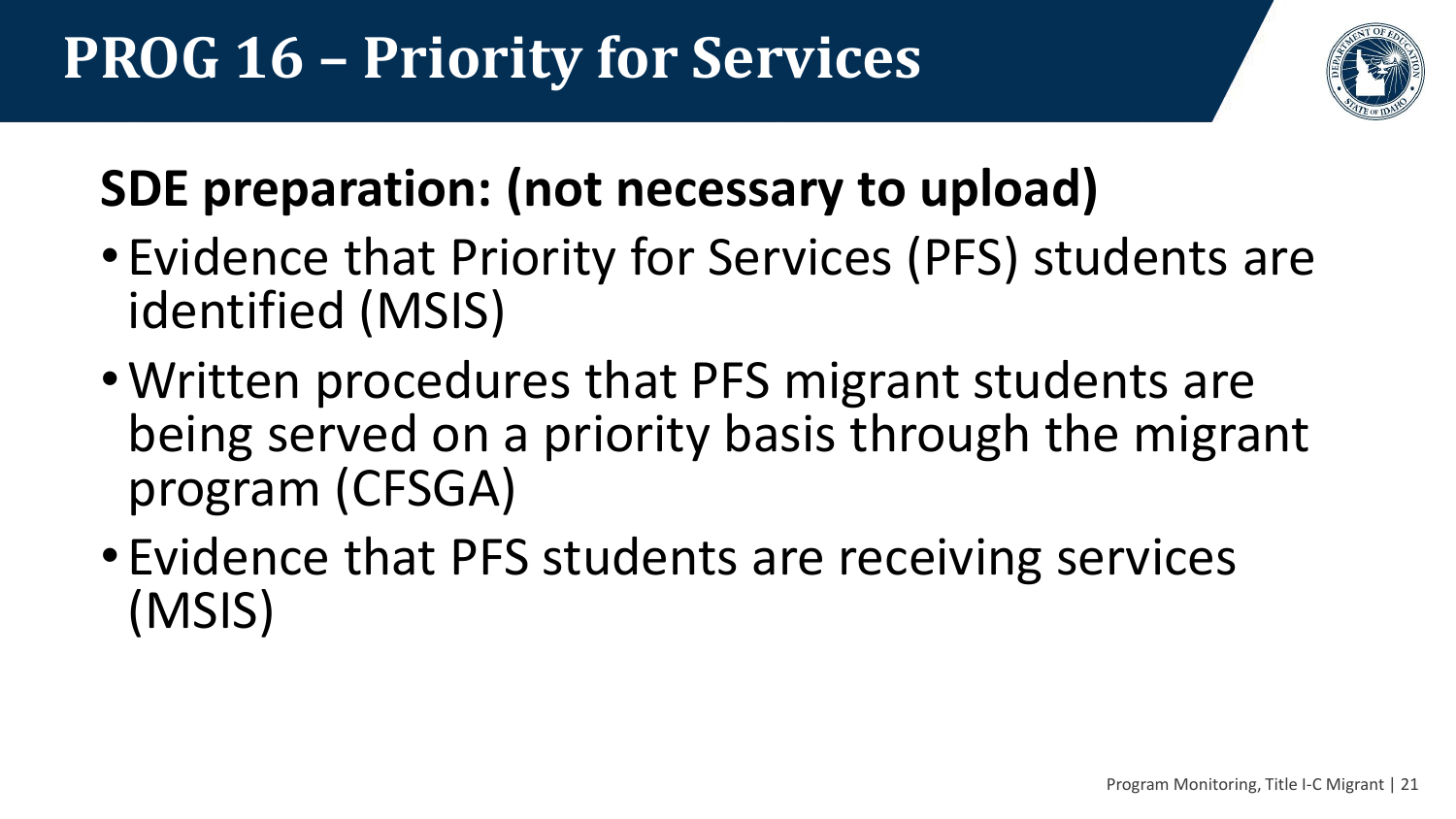# PROG 16 – Priority for Services

## SDE preparation: (not necessary to upload)

- Evidence that Priority for Services (PFS) students are identified (MSIS)
- Written procedures that PFS migrant students are being served on a priority basis through the migrant program (CFSGA)
- Evidence that PFS students are receiving services (MSIS)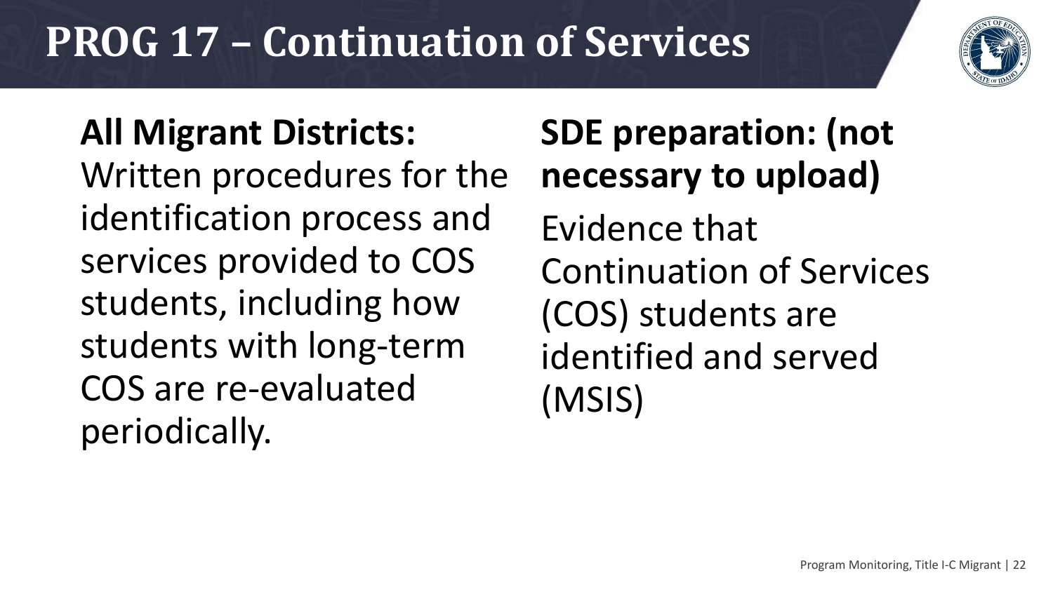# PROG 17 – Continuation of Services

**All Migrant Districts:**
Written procedures for the identification process and services provided to COS students, including how students with long-term COS are re-evaluated periodically.

**SDE preparation: (not necessary to upload)**

Evidence that Continuation of Services (COS) students are identified and served (MSIS)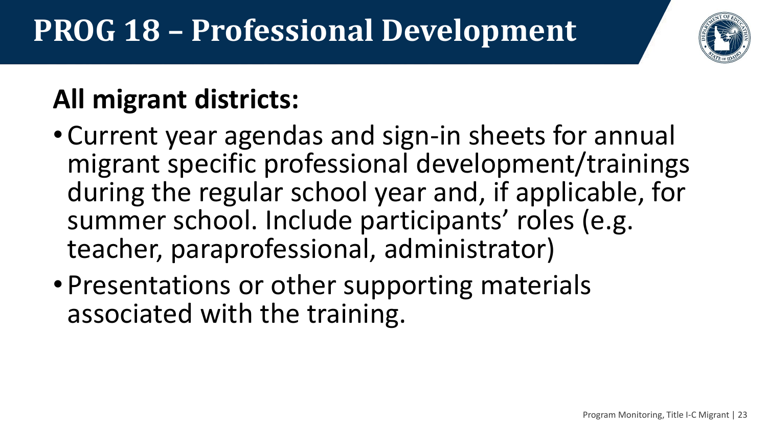# PROG 18 – Professional Development

## All migrant districts:

- Current year agendas and sign-in sheets for annual migrant specific professional development/trainings during the regular school year and, if applicable, for summer school. Include participants' roles (e.g. teacher, paraprofessional, administrator)
- Presentations or other supporting materials associated with the training.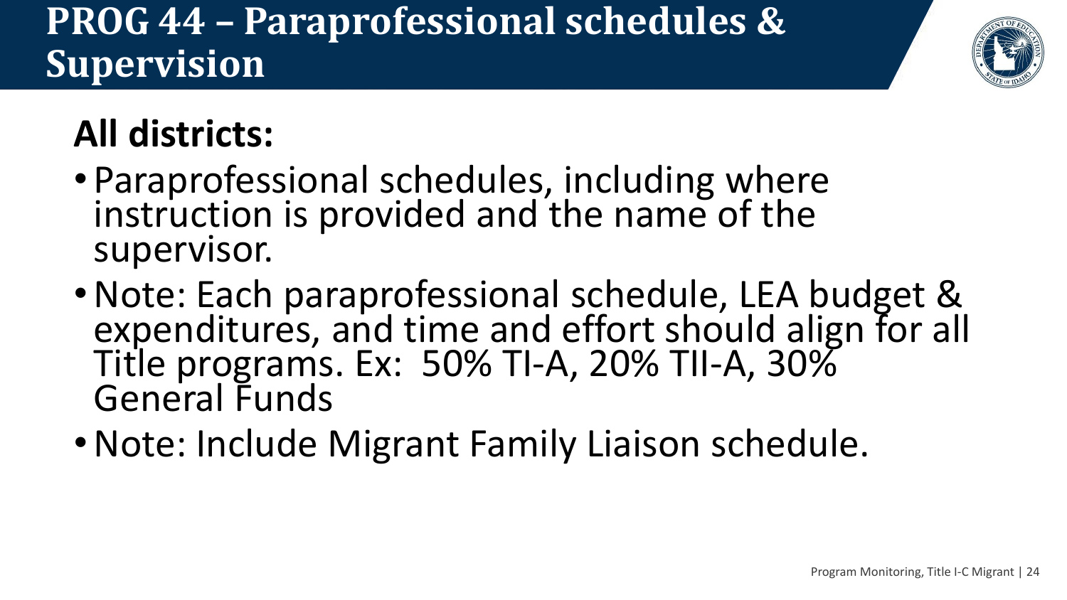# PROG 44 – Paraprofessional schedules & Supervision

## All districts:

- Paraprofessional schedules, including where instruction is provided and the name of the supervisor.
- Note: Each paraprofessional schedule, LEA budget & expenditures, and time and effort should align for all Title programs. Ex: 50% TI-A, 20% TII-A, 30% General Funds
- Note: Include Migrant Family Liaison schedule.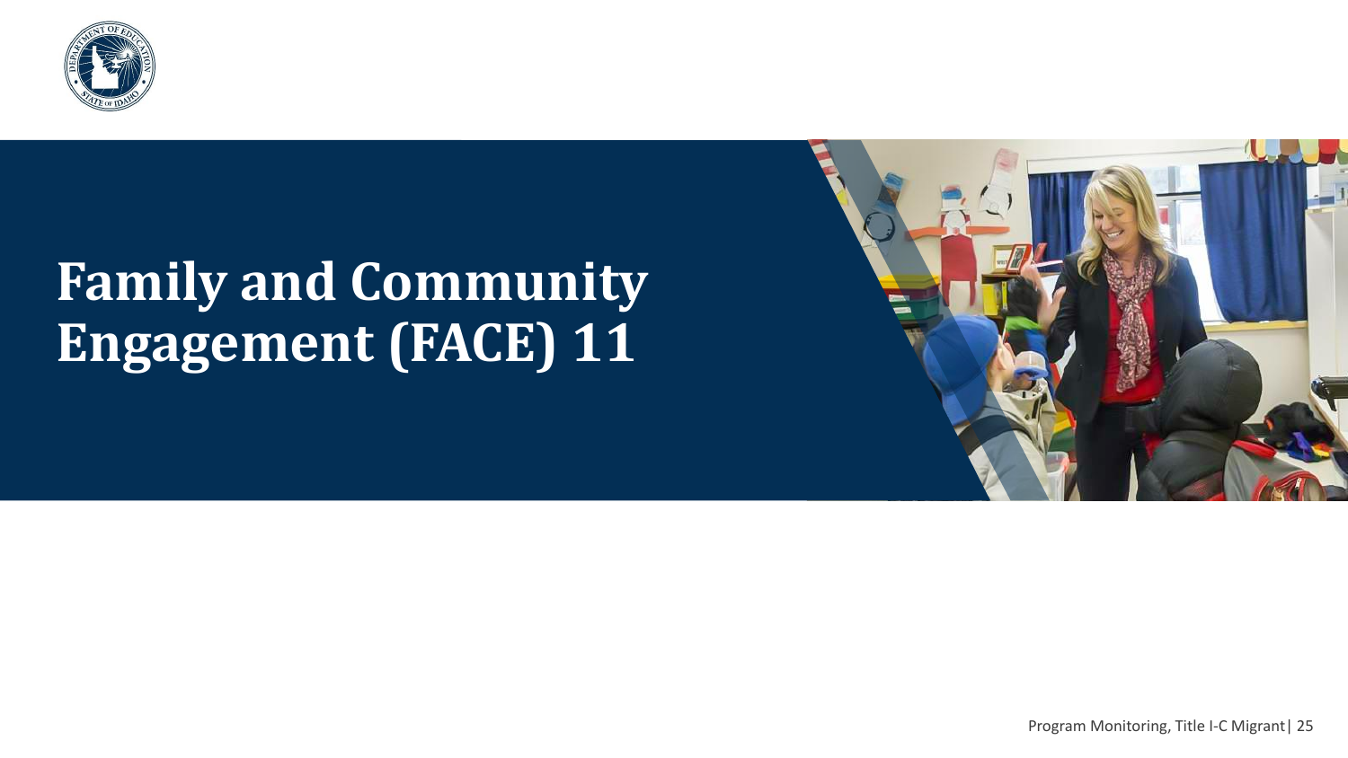# Family and Community Engagement (FACE) 11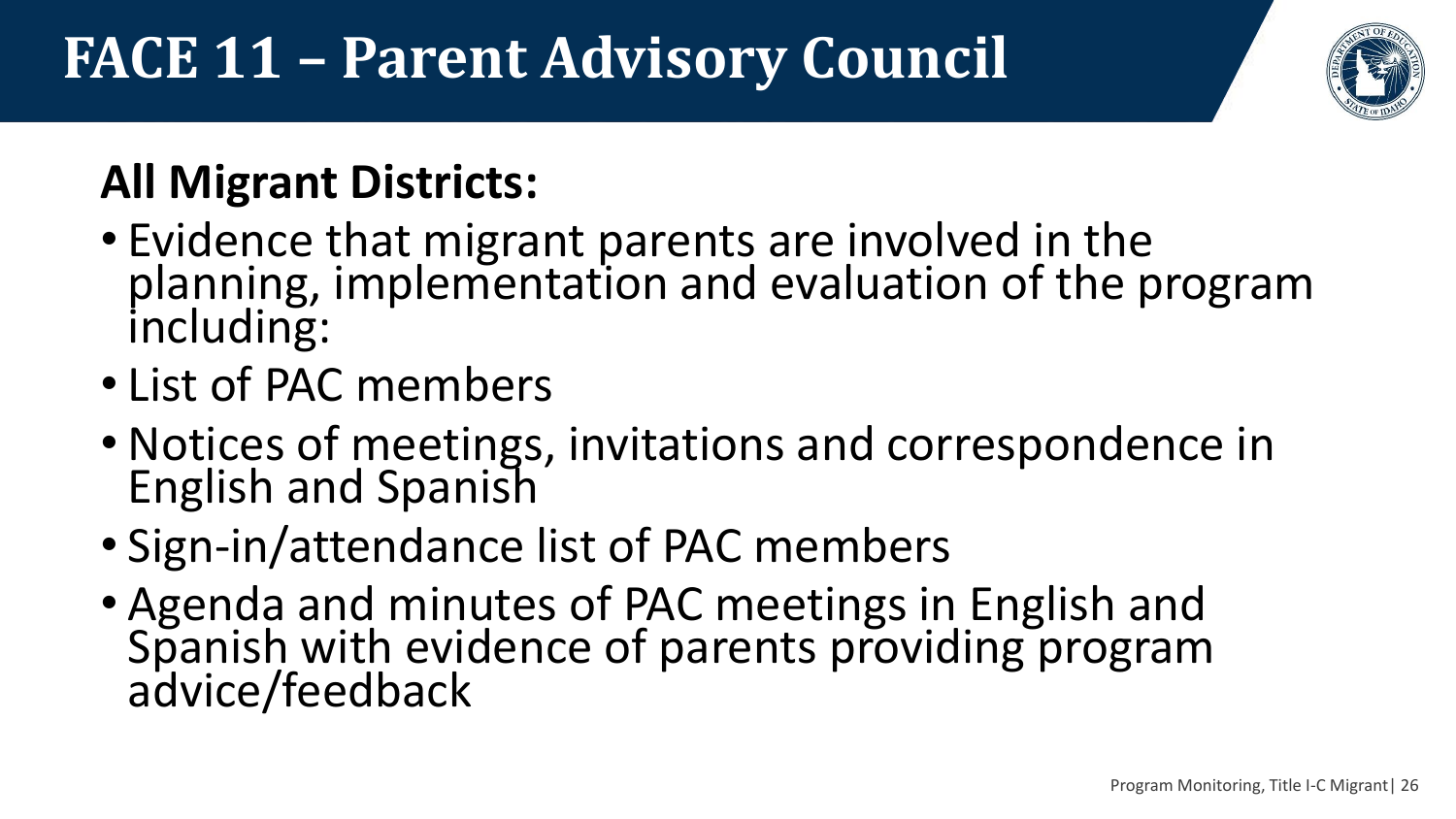# FACE 11 – Parent Advisory Council

## All Migrant Districts:

- Evidence that migrant parents are involved in the planning, implementation and evaluation of the program including:
- List of PAC members
- Notices of meetings, invitations and correspondence in English and Spanish
- Sign-in/attendance list of PAC members
- Agenda and minutes of PAC meetings in English and Spanish with evidence of parents providing program advice/feedback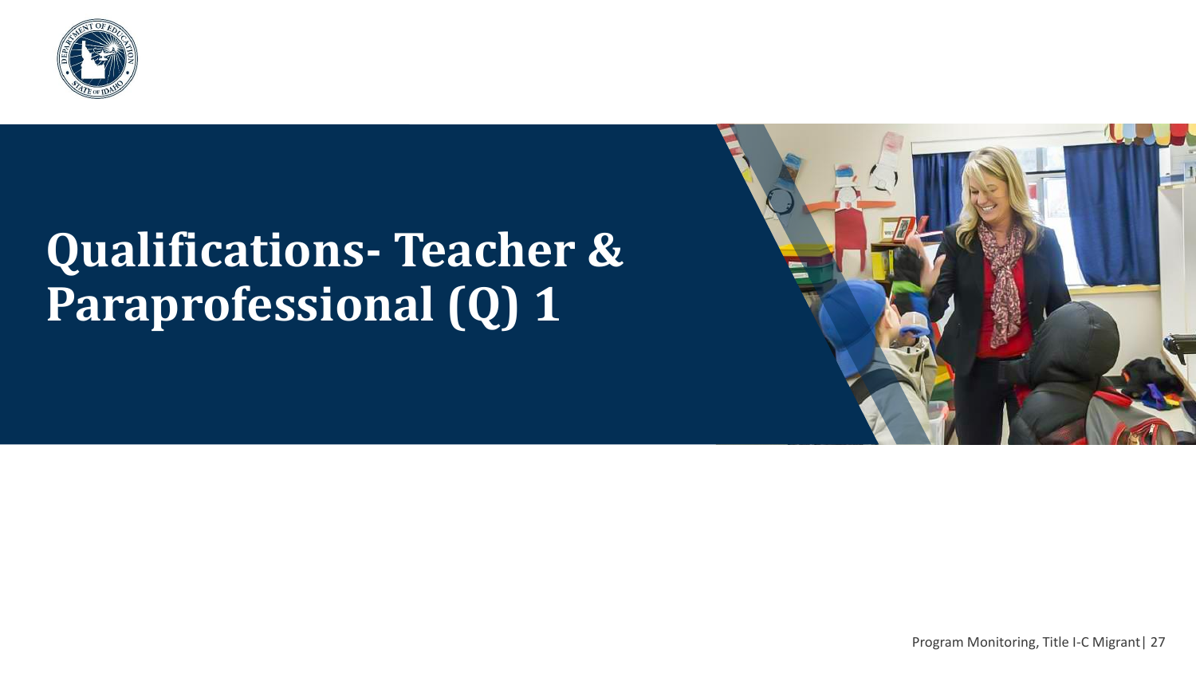# Qualifications- Teacher & Paraprofessional (Q) 1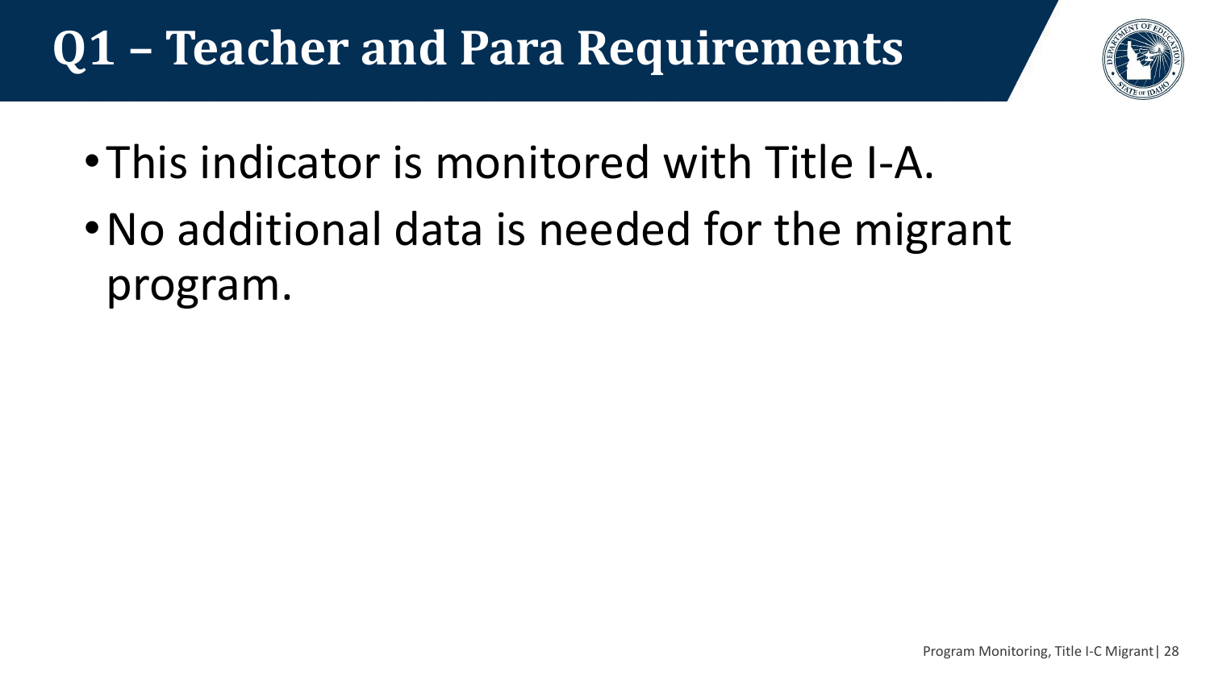# Q1 – Teacher and Para Requirements

- This indicator is monitored with Title I-A.
- No additional data is needed for the migrant program.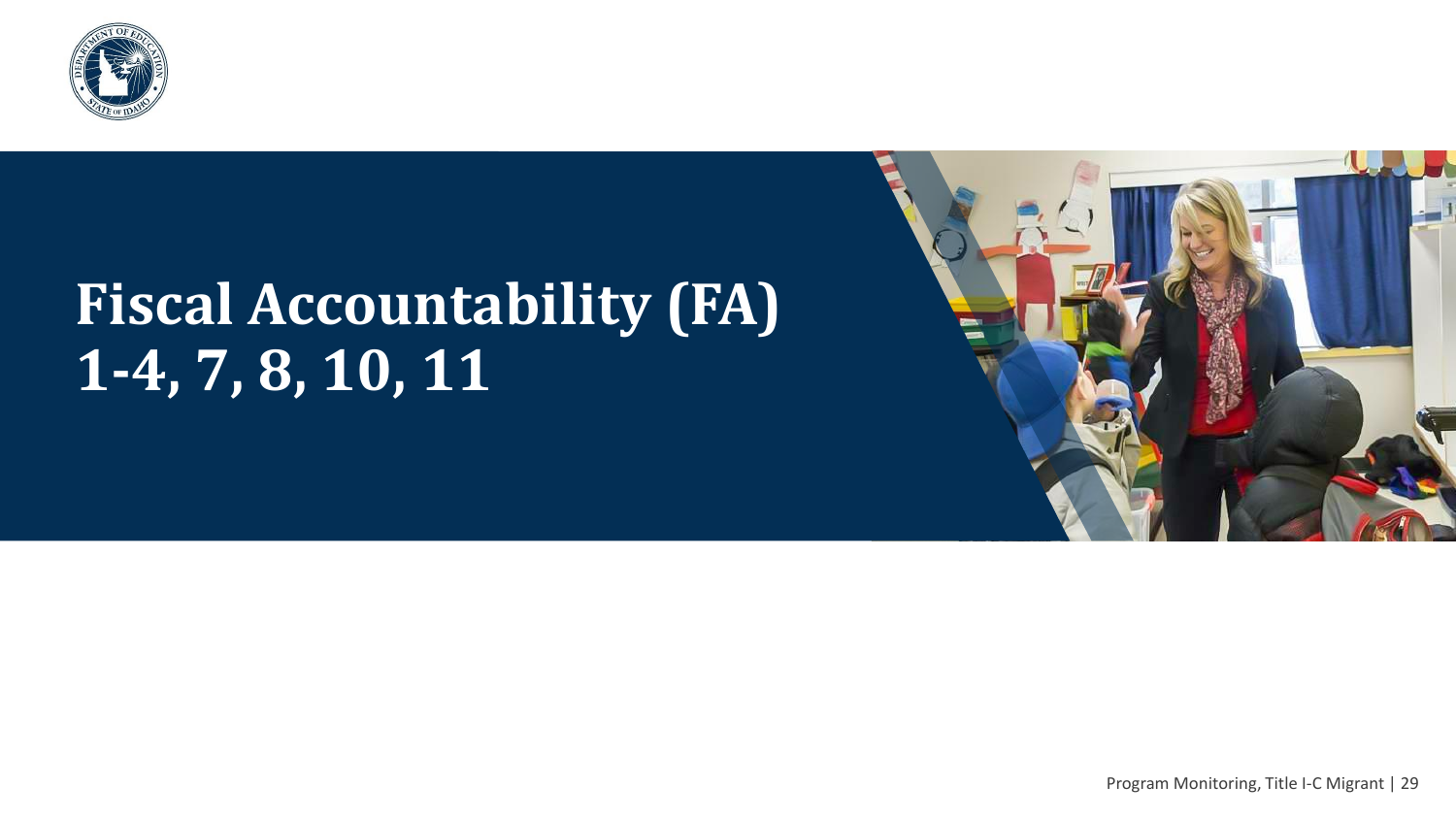# Fiscal Accountability (FA) 1-4, 7, 8, 10, 11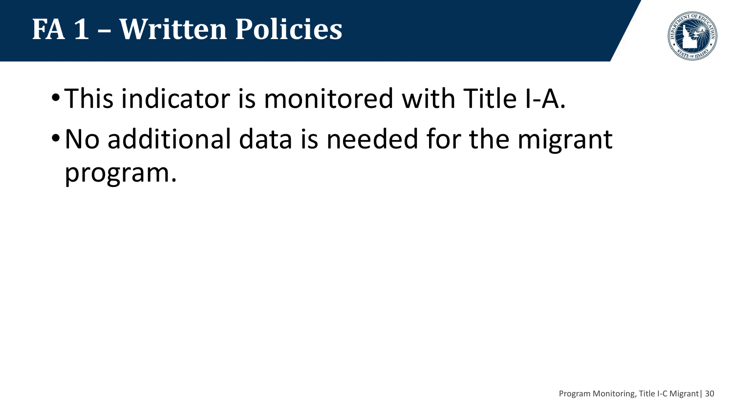# FA 1 – Written Policies

- This indicator is monitored with Title I-A.
- No additional data is needed for the migrant program.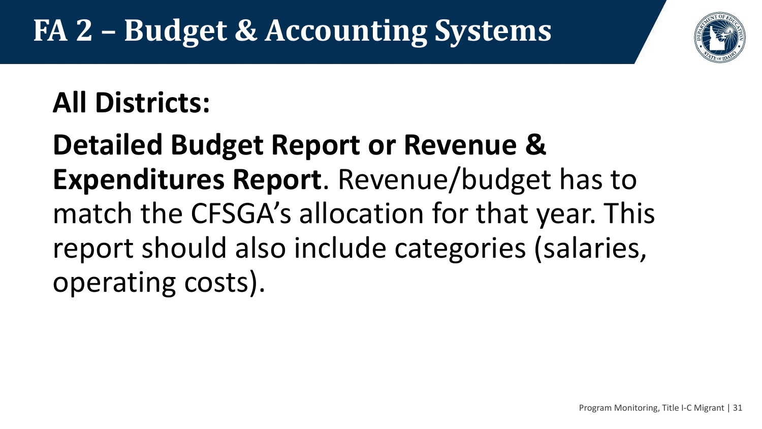# FA 2 – Budget & Accounting Systems

## All Districts:

**Detailed Budget Report or Revenue & Expenditures Report**. Revenue/budget has to match the CFSGA's allocation for that year. This report should also include categories (salaries, operating costs).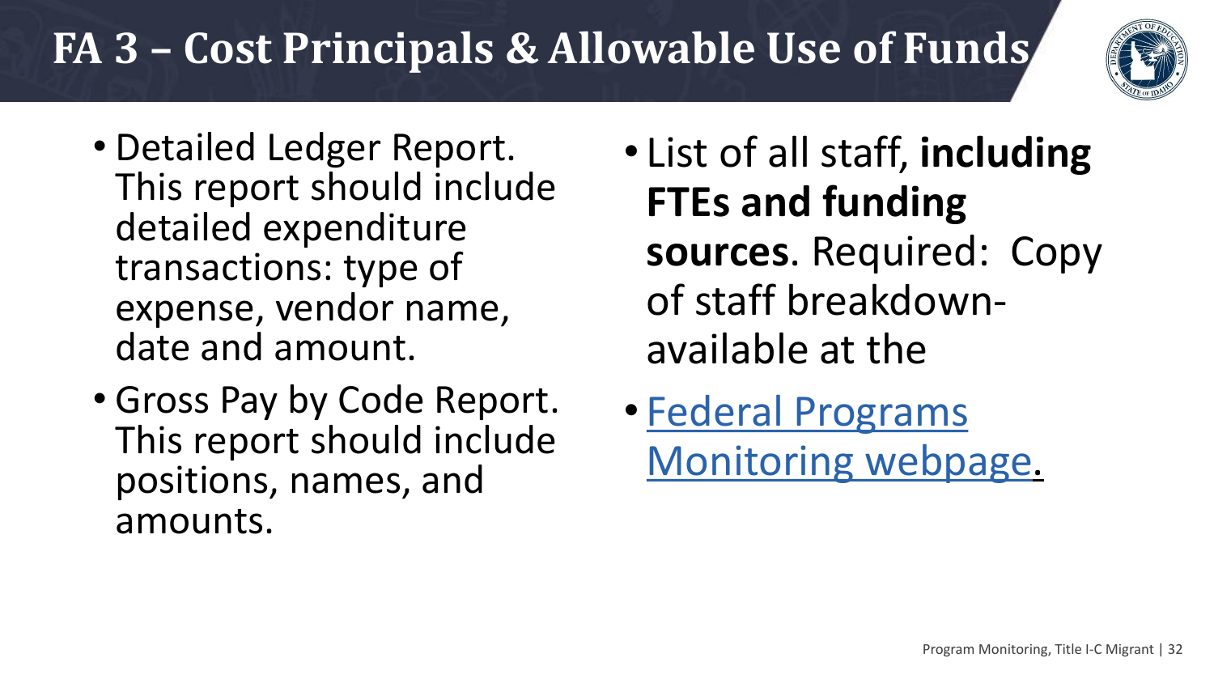# FA 3 – Cost Principals & Allowable Use of Funds

- Detailed Ledger Report. This report should include detailed expenditure transactions: type of expense, vendor name, date and amount.
- Gross Pay by Code Report. This report should include positions, names, and amounts.
- List of all staff, **including FTEs and funding sources**. Required: Copy of staff breakdown- available at the
- Federal Programs Monitoring webpage.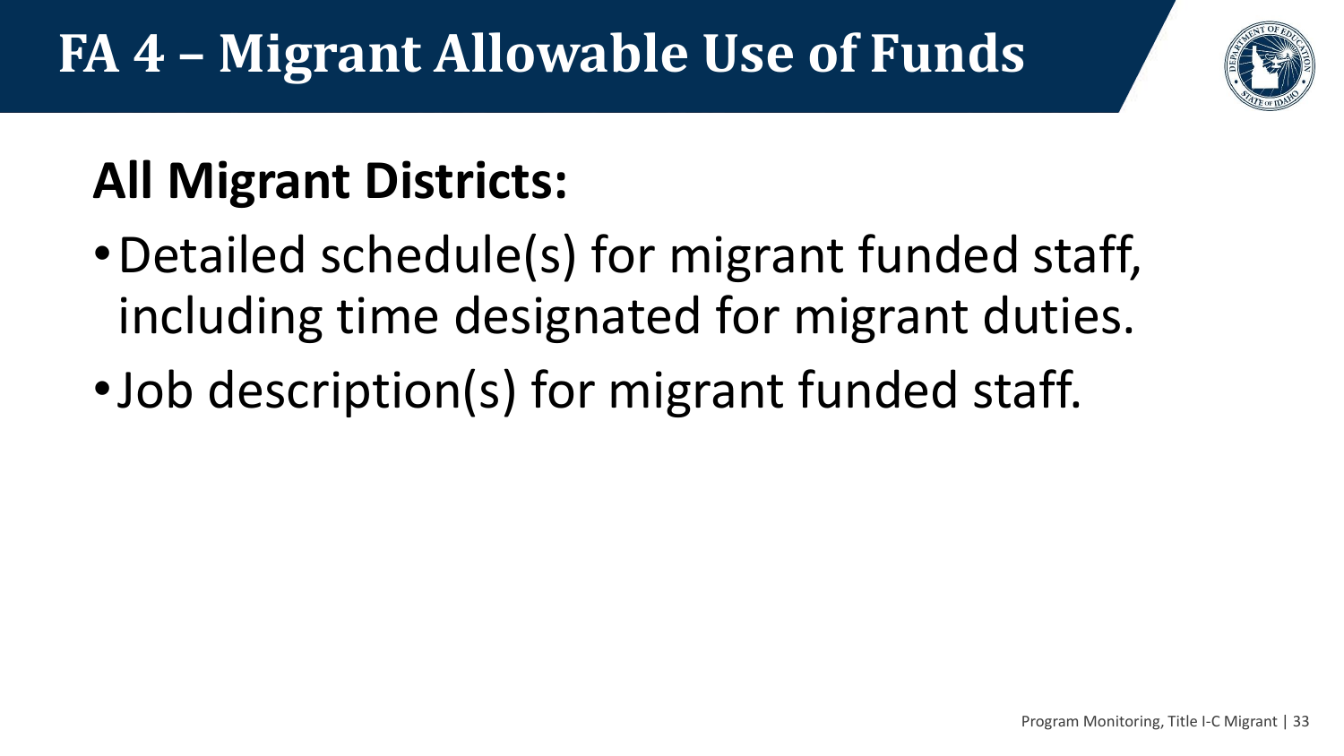# FA 4 – Migrant Allowable Use of Funds

## All Migrant Districts:

- Detailed schedule(s) for migrant funded staff, including time designated for migrant duties.
- Job description(s) for migrant funded staff.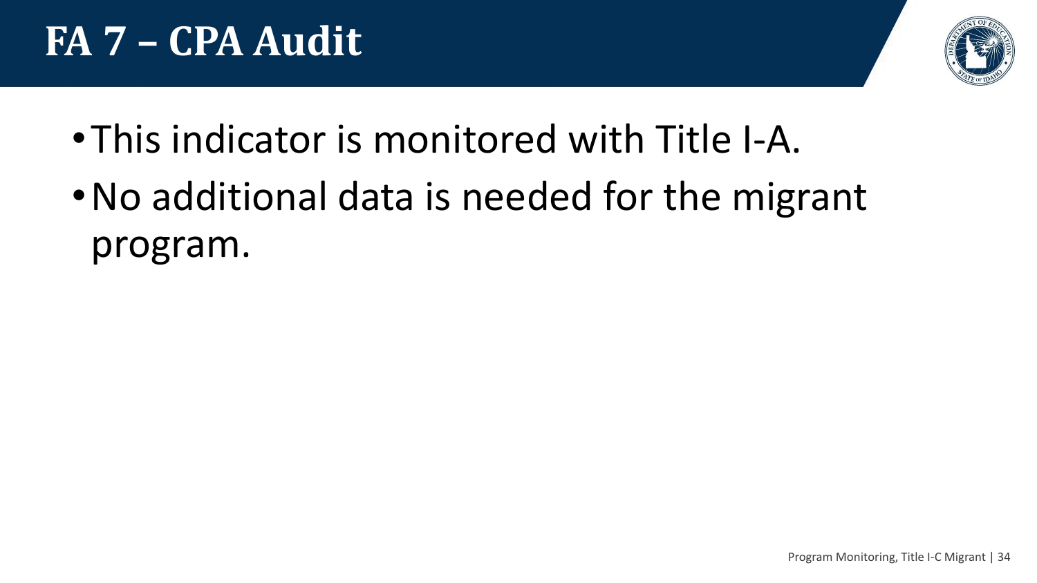# FA 7 – CPA Audit

- This indicator is monitored with Title I-A.
- No additional data is needed for the migrant program.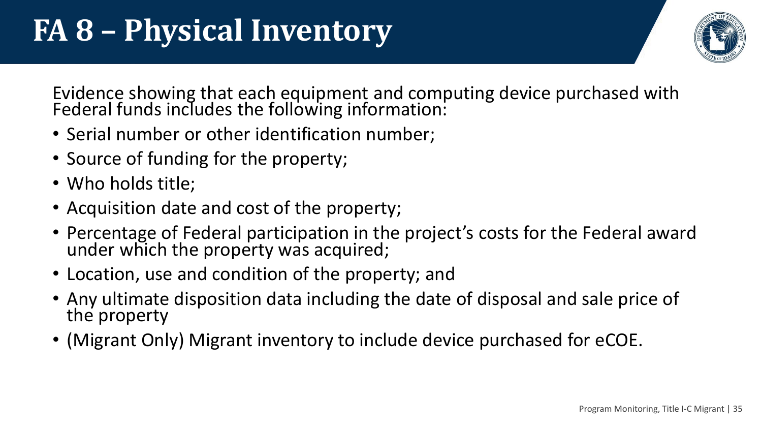# FA 8 – Physical Inventory

Evidence showing that each equipment and computing device purchased with Federal funds includes the following information:

- Serial number or other identification number;
- Source of funding for the property;
- Who holds title;
- Acquisition date and cost of the property;
- Percentage of Federal participation in the project's costs for the Federal award under which the property was acquired;
- Location, use and condition of the property; and
- Any ultimate disposition data including the date of disposal and sale price of the property
- (Migrant Only) Migrant inventory to include device purchased for eCOE.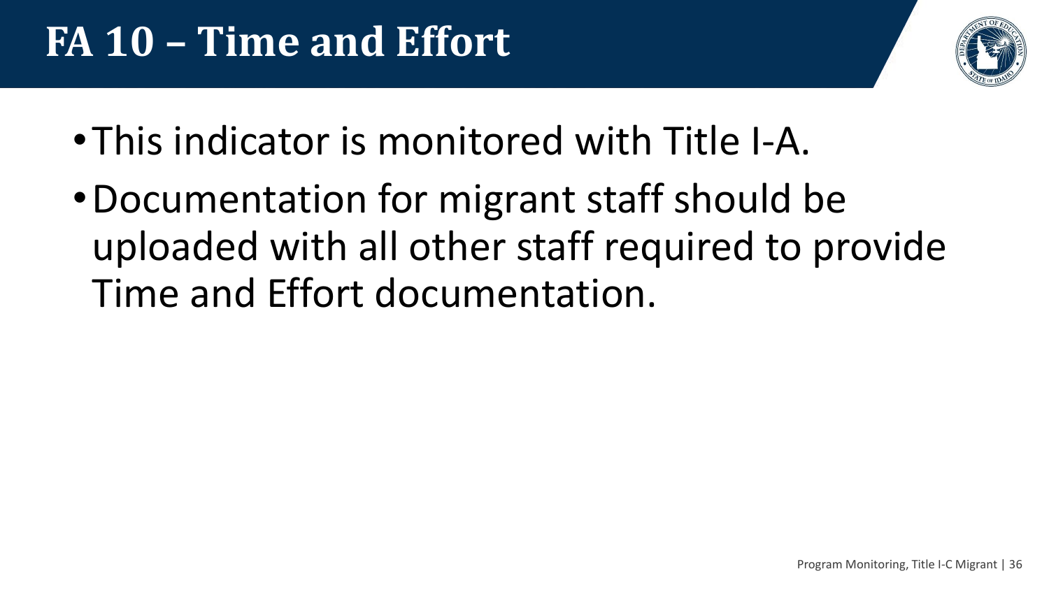# FA 10 – Time and Effort

- This indicator is monitored with Title I-A.
- Documentation for migrant staff should be uploaded with all other staff required to provide Time and Effort documentation.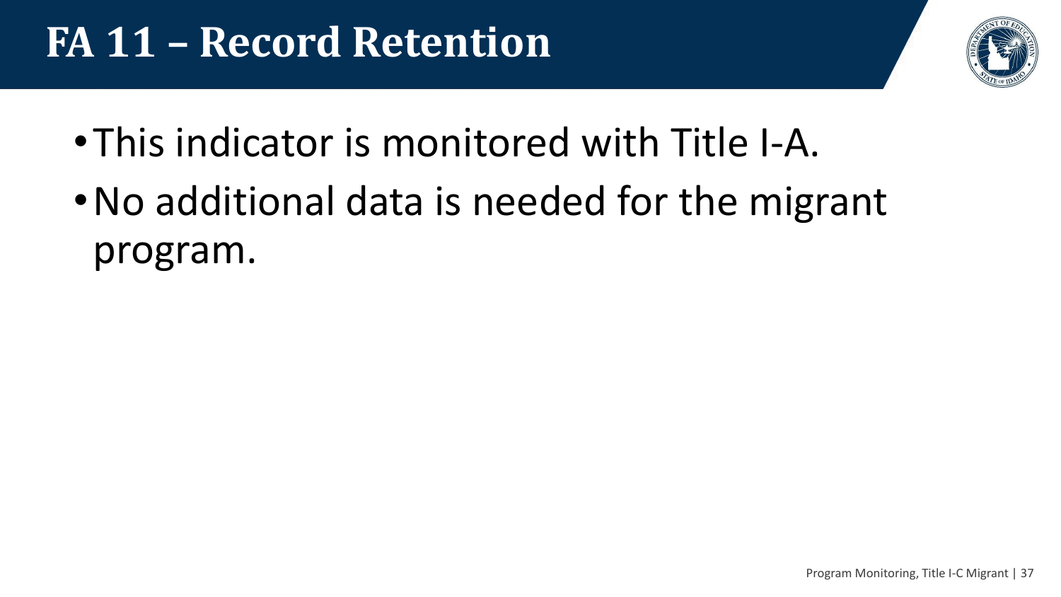# FA 11 – Record Retention

- This indicator is monitored with Title I-A.
- No additional data is needed for the migrant program.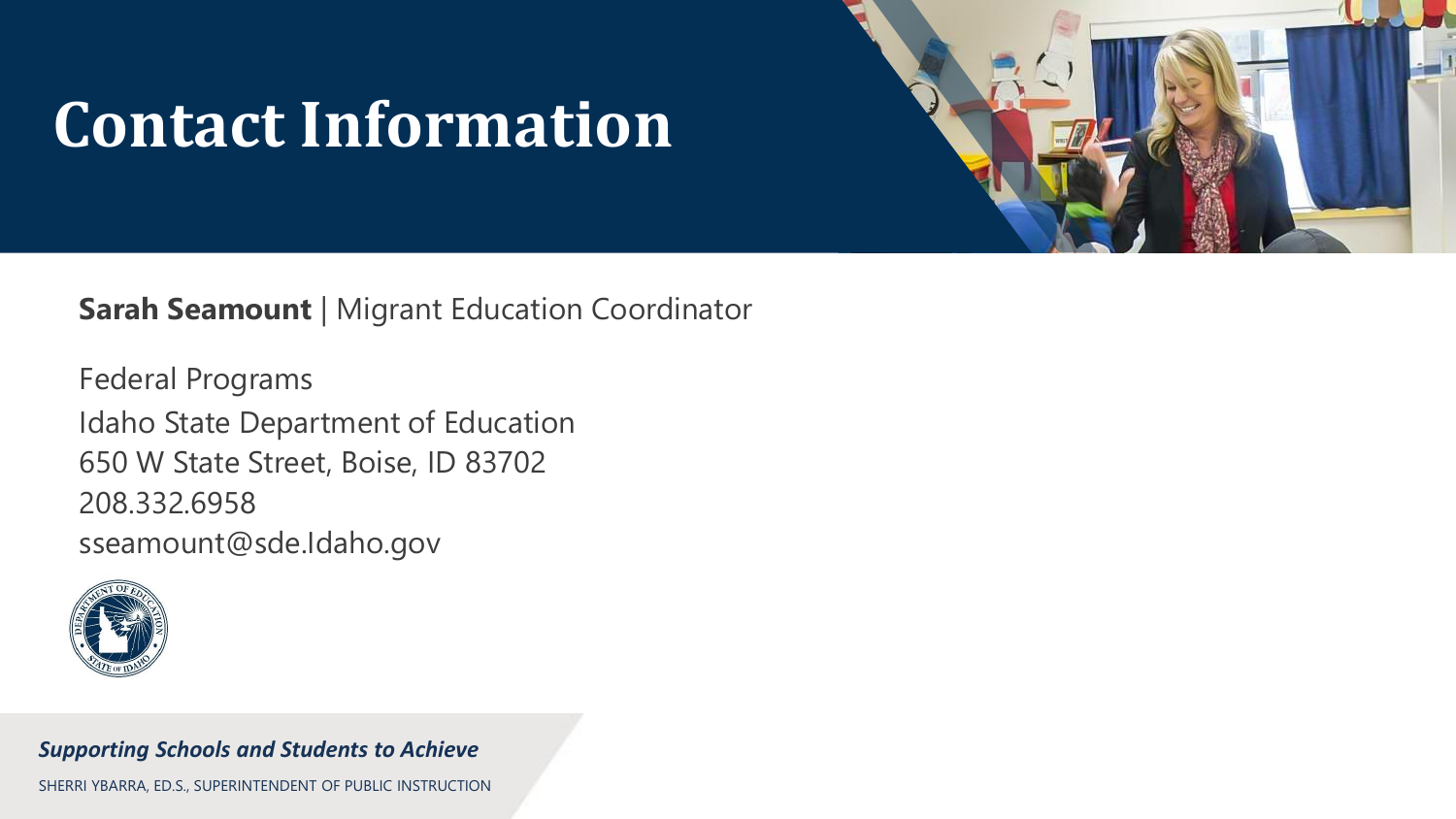# Contact Information

**Sarah Seamount** | Migrant Education Coordinator

Federal Programs
Idaho State Department of Education
650 W State Street, Boise, ID 83702
208.332.6958
sseamount@sde.Idaho.gov

***Supporting Schools and Students to Achieve***

SHERRI YBARRA, ED.S., SUPERINTENDENT OF PUBLIC INSTRUCTION